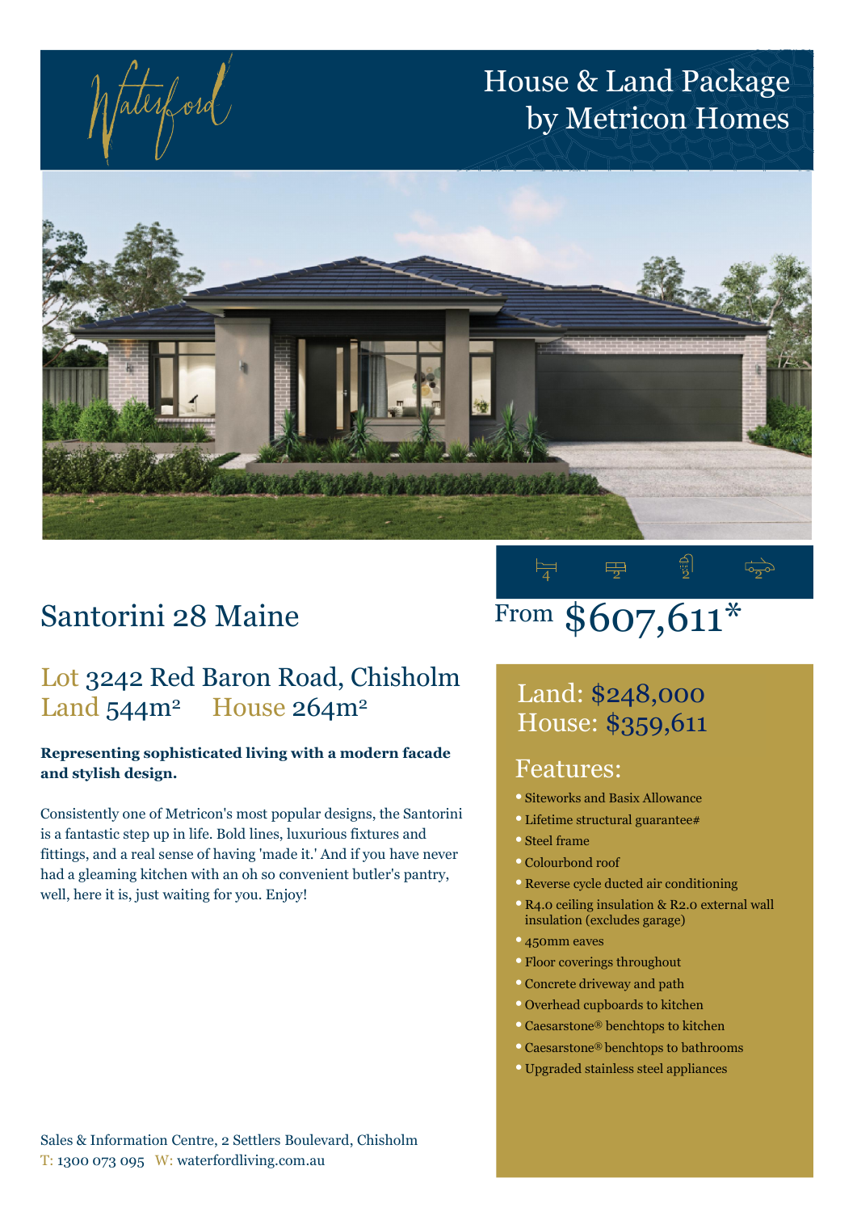Waterford

# House & Land Package by Metricon Homes

4 2 2 2

## Santorini 28 Maine

From **$607,611***

### Lot 3242 Red Baron Road, Chisholm
### Land 544m² House 264m²

**Representing sophisticated living with a modern facade and stylish design.**

Consistently one of Metricon's most popular designs, the Santorini is a fantastic step up in life. Bold lines, luxurious fixtures and fittings, and a real sense of having 'made it.' And if you have never had a gleaming kitchen with an oh so convenient butler's pantry, well, here it is, just waiting for you. Enjoy!

Land: $248,000
House: $359,611

## Features:

- Siteworks and Basix Allowance
- Lifetime structural guarantee#
- Steel frame
- Colourbond roof
- Reverse cycle ducted air conditioning
- R4.0 ceiling insulation & R2.0 external wall insulation (excludes garage)
- 450mm eaves
- Floor coverings throughout
- Concrete driveway and path
- Overhead cupboards to kitchen
- Caesarstone® benchtops to kitchen
- Caesarstone® benchtops to bathrooms
- Upgraded stainless steel appliances

Sales & Information Centre, 2 Settlers Boulevard, Chisholm
T: 1300 073 095 W: waterfordliving.com.au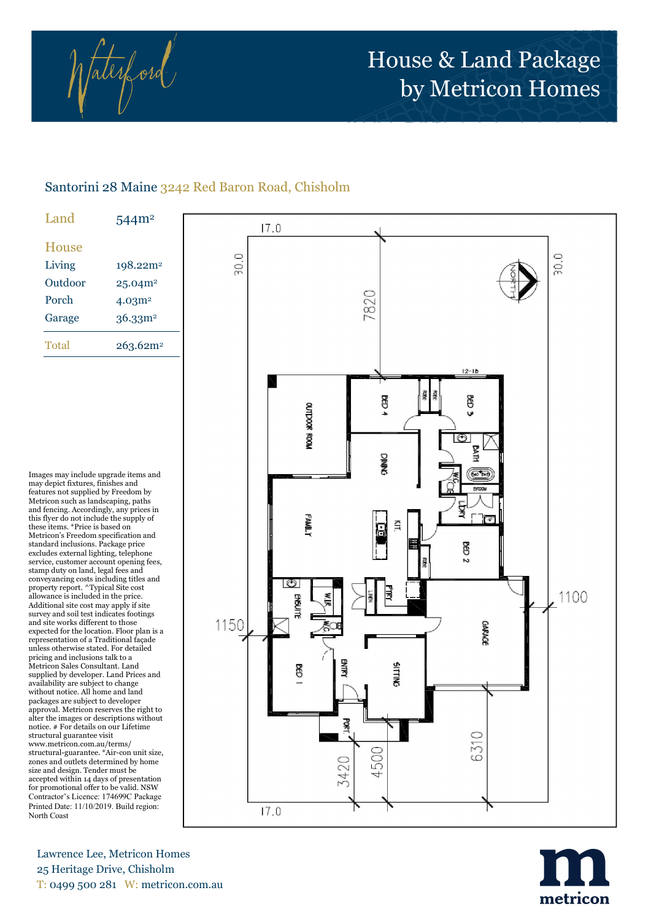Waterford

# House & Land Package by Metricon Homes

## Santorini 28 Maine 3242 Red Baron Road, Chisholm

| | |
|---|---|
| **Land** | 544m² |
| **House** | |
| Living | 198.22m² |
| Outdoor | 25.04m² |
| Porch | 4.03m² |
| Garage | 36.33m² |
| **Total** | 263.62m² |

17.0
30.0
7820
NORTH
12-18
OUTDOOR ROOM
BED 4
ROBE
ROBE
BED 3
DINING
BATH
W.C.
BROOM
LDRY
FAMILY
KIT.
BED 2
ROBE
ENSUITE
W.I.R.
W.C.
LINEN
PTRY
1150
1100
GARAGE
BED 1
ENTRY
SITTING
PORT.
3420
4500
6310
17.0

Images may include upgrade items and may depict fixtures, finishes and features not supplied by Freedom by Metricon such as landscaping, paths and fencing. Accordingly, any prices in this flyer do not include the supply of these items. *Price is based on Metricon's Freedom specification and standard inclusions. Package price excludes external lighting, telephone service, customer account opening fees, stamp duty on land, legal fees and conveyancing costs including titles and property report. ^Typical Site cost allowance is included in the price. Additional site cost may apply if site survey and soil test indicates footings and site works different to those expected for the location. Floor plan is a representation of a Traditional façade unless otherwise stated. For detailed pricing and inclusions talk to a Metricon Sales Consultant. Land supplied by developer. Land Prices and availability are subject to change without notice. All home and land packages are subject to developer approval. Metricon reserves the right to alter the images or descriptions without notice. # For details on our Lifetime structural guarantee visit www.metricon.com.au/terms/structural-guarantee. *Air-con unit size, zones and outlets determined by home size and design. Tender must be accepted within 14 days of presentation for promotional offer to be valid. NSW Contractor's Licence: 174699C Package Printed Date: 11/10/2019. Build region: North Coast

Lawrence Lee, Metricon Homes
25 Heritage Drive, Chisholm
T: 0499 500 281 W: metricon.com.au

metricon